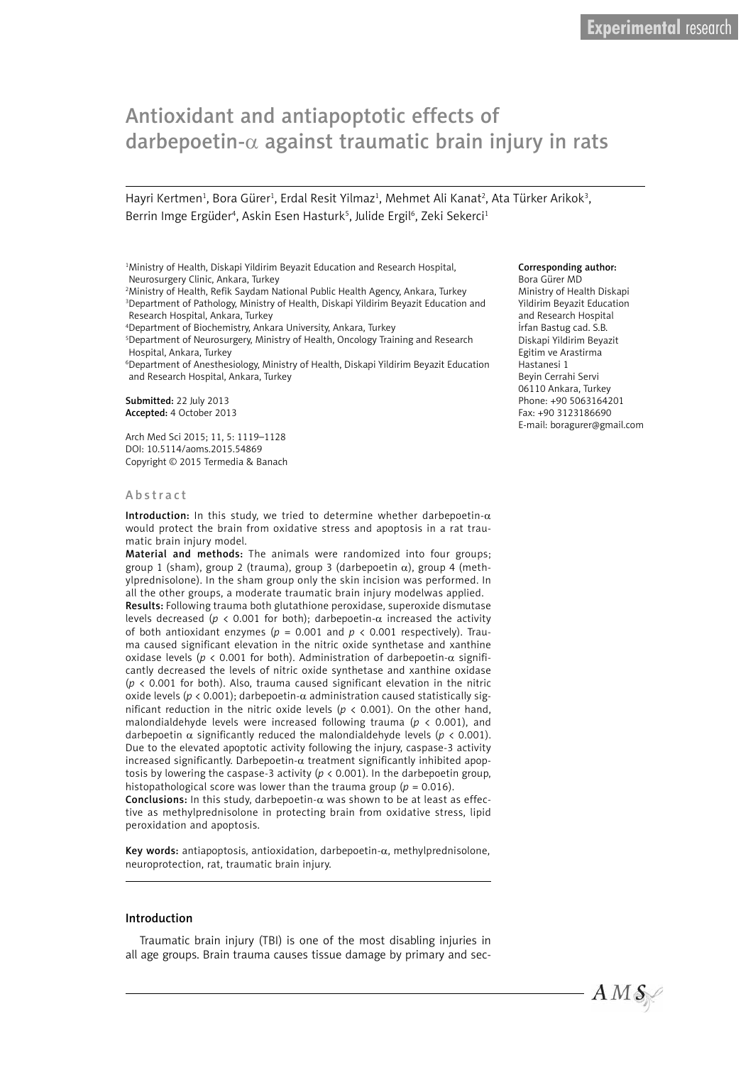Experimental research

# Antioxidant and antiapoptotic effects of darbepoetin-α against traumatic brain injury in rats

Hayri Kertmen[1], Bora Gürer[1], Erdal Resit Yilmaz[1], Mehmet Ali Kanat[2], Ata Türker Arikok[3], Berrin Imge Ergüder[4], Askin Esen Hasturk[5], Julide Ergil[6], Zeki Sekerci[1]

[1]Ministry of Health, Diskapi Yildirim Beyazit Education and Research Hospital, Neurosurgery Clinic, Ankara, Turkey
[2]Ministry of Health, Refik Saydam National Public Health Agency, Ankara, Turkey
[3]Department of Pathology, Ministry of Health, Diskapi Yildirim Beyazit Education and Research Hospital, Ankara, Turkey
[4]Department of Biochemistry, Ankara University, Ankara, Turkey
[5]Department of Neurosurgery, Ministry of Health, Oncology Training and Research Hospital, Ankara, Turkey
[6]Department of Anesthesiology, Ministry of Health, Diskapi Yildirim Beyazit Education and Research Hospital, Ankara, Turkey

**Submitted:** 22 July 2013
**Accepted:** 4 October 2013

Arch Med Sci 2015; 11, 5: 1119–1128
DOI: 10.5114/aoms.2015.54869
Copyright © 2015 Termedia & Banach

**Corresponding author:**
Bora Gürer MD
Ministry of Health Diskapi Yildirim Beyazit Education and Research Hospital
İrfan Bastug cad. S.B.
Diskapi Yildirim Beyazit Egitim ve Arastirma Hastanesi 1
Beyin Cerrahi Servi
06110 Ankara, Turkey
Phone: +90 5063164201
Fax: +90 3123186690
E-mail: boragurer@gmail.com

## Abstract

**Introduction:** In this study, we tried to determine whether darbepoetin-α would protect the brain from oxidative stress and apoptosis in a rat traumatic brain injury model.

**Material and methods:** The animals were randomized into four groups; group 1 (sham), group 2 (trauma), group 3 (darbepoetin α), group 4 (methylprednisolone). In the sham group only the skin incision was performed. In all the other groups, a moderate traumatic brain injury modelwas applied.

**Results:** Following trauma both glutathione peroxidase, superoxide dismutase levels decreased ($p < 0.001$ for both); darbepoetin-α increased the activity of both antioxidant enzymes ($p = 0.001$ and $p < 0.001$ respectively). Trauma caused significant elevation in the nitric oxide synthetase and xanthine oxidase levels ($p < 0.001$ for both). Administration of darbepoetin-α significantly decreased the levels of nitric oxide synthetase and xanthine oxidase ($p < 0.001$ for both). Also, trauma caused significant elevation in the nitric oxide levels ($p < 0.001$); darbepoetin-α administration caused statistically significant reduction in the nitric oxide levels ($p < 0.001$). On the other hand, malondialdehyde levels were increased following trauma ($p < 0.001$), and darbepoetin α significantly reduced the malondialdehyde levels ($p < 0.001$). Due to the elevated apoptotic activity following the injury, caspase-3 activity increased significantly. Darbepoetin-α treatment significantly inhibited apoptosis by lowering the caspase-3 activity ($p < 0.001$). In the darbepoetin group, histopathological score was lower than the trauma group ($p = 0.016$).

**Conclusions:** In this study, darbepoetin-α was shown to be at least as effective as methylprednisolone in protecting brain from oxidative stress, lipid peroxidation and apoptosis.

**Key words:** antiapoptosis, antioxidation, darbepoetin-α, methylprednisolone, neuroprotection, rat, traumatic brain injury.

## Introduction

Traumatic brain injury (TBI) is one of the most disabling injuries in all age groups. Brain trauma causes tissue damage by primary and sec-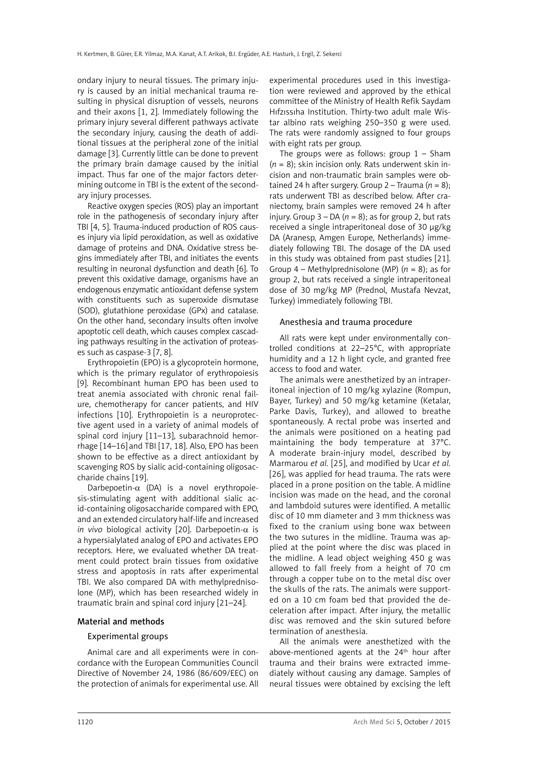ondary injury to neural tissues. The primary injury is caused by an initial mechanical trauma resulting in physical disruption of vessels, neurons and their axons [1, 2]. Immediately following the primary injury several different pathways activate the secondary injury, causing the death of additional tissues at the peripheral zone of the initial damage [3]. Currently little can be done to prevent the primary brain damage caused by the initial impact. Thus far one of the major factors determining outcome in TBI is the extent of the secondary injury processes.

Reactive oxygen species (ROS) play an important role in the pathogenesis of secondary injury after TBI [4, 5]. Trauma-induced production of ROS causes injury via lipid peroxidation, as well as oxidative damage of proteins and DNA. Oxidative stress begins immediately after TBI, and initiates the events resulting in neuronal dysfunction and death [6]. To prevent this oxidative damage, organisms have an endogenous enzymatic antioxidant defense system with constituents such as superoxide dismutase (SOD), glutathione peroxidase (GPx) and catalase. On the other hand, secondary insults often involve apoptotic cell death, which causes complex cascading pathways resulting in the activation of proteases such as caspase-3 [7, 8].

Erythropoietin (EPO) is a glycoprotein hormone, which is the primary regulator of erythropoiesis [9]. Recombinant human EPO has been used to treat anemia associated with chronic renal failure, chemotherapy for cancer patients, and HIV infections [10]. Erythropoietin is a neuroprotective agent used in a variety of animal models of spinal cord injury [11–13], subarachnoid hemorrhage [14–16] and TBI [17, 18]. Also, EPO has been shown to be effective as a direct antioxidant by scavenging ROS by sialic acid-containing oligosaccharide chains [19].

Darbepoetin-$\alpha$ (DA) is a novel erythropoiesis-stimulating agent with additional sialic acid-containing oligosaccharide compared with EPO, and an extended circulatory half-life and increased *in vivo* biological activity [20]. Darbepoetin-$\alpha$ is a hypersialylated analog of EPO and activates EPO receptors. Here, we evaluated whether DA treatment could protect brain tissues from oxidative stress and apoptosis in rats after experimental TBI. We also compared DA with methylprednisolone (MP), which has been researched widely in traumatic brain and spinal cord injury [21–24].

## Material and methods

### Experimental groups

Animal care and all experiments were in concordance with the European Communities Council Directive of November 24, 1986 (86/609/EEC) on the protection of animals for experimental use. All experimental procedures used in this investigation were reviewed and approved by the ethical committee of the Ministry of Health Refik Saydam Hıfzıssıha Institution. Thirty-two adult male Wistar albino rats weighing 250–350 g were used. The rats were randomly assigned to four groups with eight rats per group.

The groups were as follows: group 1 – Sham ($n$ = 8); skin incision only. Rats underwent skin incision and non-traumatic brain samples were obtained 24 h after surgery. Group 2 – Trauma ($n$ = 8); rats underwent TBI as described below. After craniectomy, brain samples were removed 24 h after injury. Group 3 – DA ($n$ = 8); as for group 2, but rats received a single intraperitoneal dose of 30 µg/kg DA (Aranesp, Amgen Europe, Netherlands) immediately following TBI. The dosage of the DA used in this study was obtained from past studies [21]. Group 4 – Methylprednisolone (MP) ($n$ = 8); as for group 2, but rats received a single intraperitoneal dose of 30 mg/kg MP (Prednol, Mustafa Nevzat, Turkey) immediately following TBI.

### Anesthesia and trauma procedure

All rats were kept under environmentally controlled conditions at 22–25°C, with appropriate humidity and a 12 h light cycle, and granted free access to food and water.

The animals were anesthetized by an intraperitoneal injection of 10 mg/kg xylazine (Rompun, Bayer, Turkey) and 50 mg/kg ketamine (Ketalar, Parke Davis, Turkey), and allowed to breathe spontaneously. A rectal probe was inserted and the animals were positioned on a heating pad maintaining the body temperature at 37°C. A moderate brain-injury model, described by Marmarou *et al.* [25], and modified by Ucar *et al.* [26], was applied for head trauma. The rats were placed in a prone position on the table. A midline incision was made on the head, and the coronal and lambdoid sutures were identified. A metallic disc of 10 mm diameter and 3 mm thickness was fixed to the cranium using bone wax between the two sutures in the midline. Trauma was applied at the point where the disc was placed in the midline. A lead object weighing 450 g was allowed to fall freely from a height of 70 cm through a copper tube on to the metal disc over the skulls of the rats. The animals were supported on a 10 cm foam bed that provided the deceleration after impact. After injury, the metallic disc was removed and the skin sutured before termination of anesthesia.

All the animals were anesthetized with the above-mentioned agents at the 24th hour after trauma and their brains were extracted immediately without causing any damage. Samples of neural tissues were obtained by excising the left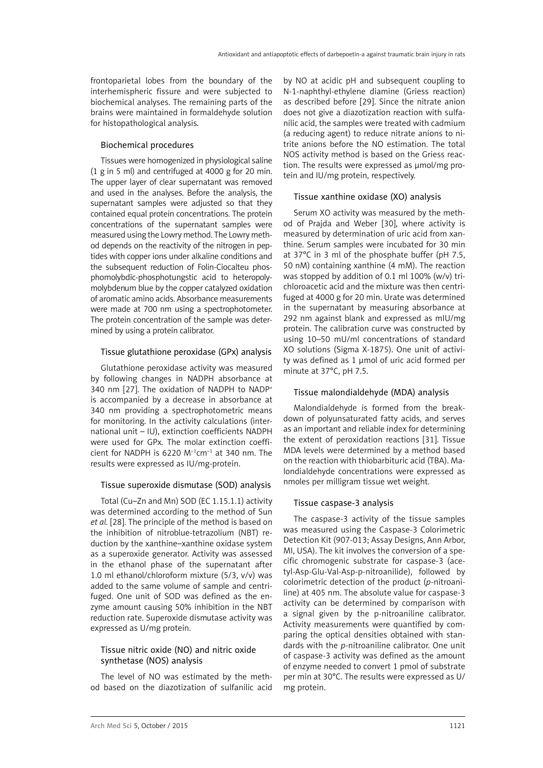frontoparietal lobes from the boundary of the interhemispheric fissure and were subjected to biochemical analyses. The remaining parts of the brains were maintained in formaldehyde solution for histopathological analysis.

### Biochemical procedures

Tissues were homogenized in physiological saline (1 g in 5 ml) and centrifuged at 4000 g for 20 min. The upper layer of clear supernatant was removed and used in the analyses. Before the analysis, the supernatant samples were adjusted so that they contained equal protein concentrations. The protein concentrations of the supernatant samples were measured using the Lowry method. The Lowry method depends on the reactivity of the nitrogen in peptides with copper ions under alkaline conditions and the subsequent reduction of Folin-Ciocalteu phosphomolybdic-phosphotungstic acid to heteropolymolybdenum blue by the copper catalyzed oxidation of aromatic amino acids. Absorbance measurements were made at 700 nm using a spectrophotometer. The protein concentration of the sample was determined by using a protein calibrator.

### Tissue glutathione peroxidase (GPx) analysis

Glutathione peroxidase activity was measured by following changes in NADPH absorbance at 340 nm [27]. The oxidation of NADPH to $NADP^+$ is accompanied by a decrease in absorbance at 340 nm providing a spectrophotometric means for monitoring. In the activity calculations (international unit – IU), extinction coefficients NADPH were used for GPx. The molar extinction coefficient for NADPH is 6220 $M^{-1}cm^{-1}$ at 340 nm. The results were expressed as IU/mg-protein.

### Tissue superoxide dismutase (SOD) analysis

Total (Cu–Zn and Mn) SOD (EC 1.15.1.1) activity was determined according to the method of Sun *et al.* [28]. The principle of the method is based on the inhibition of nitroblue-tetrazolium (NBT) reduction by the xanthine–xanthine oxidase system as a superoxide generator. Activity was assessed in the ethanol phase of the supernatant after 1.0 ml ethanol/chloroform mixture (5/3, v/v) was added to the same volume of sample and centrifuged. One unit of SOD was defined as the enzyme amount causing 50% inhibition in the NBT reduction rate. Superoxide dismutase activity was expressed as U/mg protein.

### Tissue nitric oxide (NO) and nitric oxide synthetase (NOS) analysis

The level of NO was estimated by the method based on the diazotization of sulfanilic acid by NO at acidic pH and subsequent coupling to N-1-naphthyl-ethylene diamine (Griess reaction) as described before [29]. Since the nitrate anion does not give a diazotization reaction with sulfanilic acid, the samples were treated with cadmium (a reducing agent) to reduce nitrate anions to nitrite anions before the NO estimation. The total NOS activity method is based on the Griess reaction. The results were expressed as µmol/mg protein and IU/mg protein, respectively.

### Tissue xanthine oxidase (XO) analysis

Serum XO activity was measured by the method of Prajda and Weber [30], where activity is measured by determination of uric acid from xanthine. Serum samples were incubated for 30 min at 37°C in 3 ml of the phosphate buffer (pH 7.5, 50 nM) containing xanthine (4 mM). The reaction was stopped by addition of 0.1 ml 100% (w/v) trichloroacetic acid and the mixture was then centrifuged at 4000 g for 20 min. Urate was determined in the supernatant by measuring absorbance at 292 nm against blank and expressed as mIU/mg protein. The calibration curve was constructed by using 10–50 mU/ml concentrations of standard XO solutions (Sigma X-1875). One unit of activity was defined as 1 µmol of uric acid formed per minute at 37°C, pH 7.5.

### Tissue malondialdehyde (MDA) analysis

Malondialdehyde is formed from the breakdown of polyunsaturated fatty acids, and serves as an important and reliable index for determining the extent of peroxidation reactions [31]. Tissue MDA levels were determined by a method based on the reaction with thiobarbituric acid (TBA). Malondialdehyde concentrations were expressed as nmoles per milligram tissue wet weight.

### Tissue caspase-3 analysis

The caspase-3 activity of the tissue samples was measured using the Caspase-3 Colorimetric Detection Kit (907-013; Assay Designs, Ann Arbor, MI, USA). The kit involves the conversion of a specific chromogenic substrate for caspase-3 (acetyl-Asp-Glu-Val-Asp-p-nitroanilide), followed by colorimetric detection of the product (*p*-nitroaniline) at 405 nm. The absolute value for caspase-3 activity can be determined by comparison with a signal given by the p-nitroaniline calibrator. Activity measurements were quantified by comparing the optical densities obtained with standards with the *p*-nitroaniline calibrator. One unit of caspase-3 activity was defined as the amount of enzyme needed to convert 1 pmol of substrate per min at 30°C. The results were expressed as U/mg protein.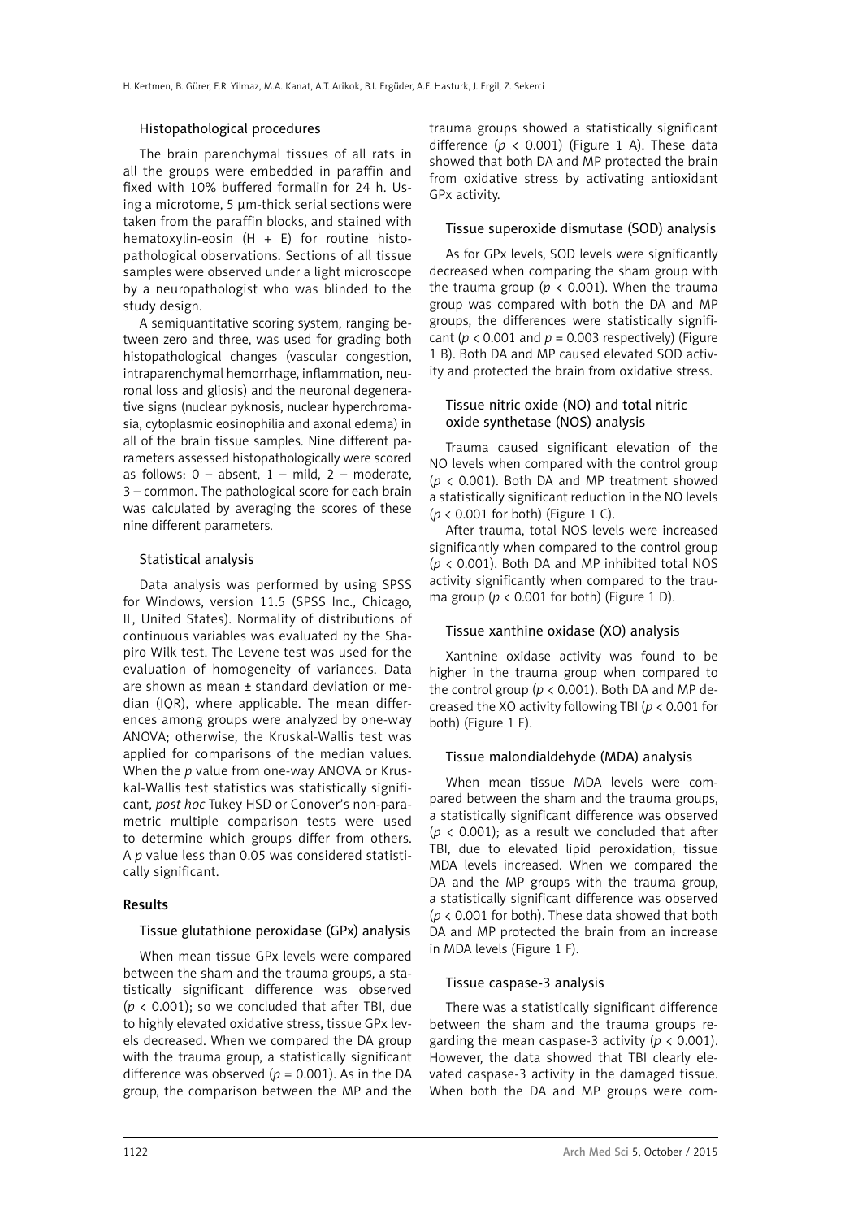### Histopathological procedures

The brain parenchymal tissues of all rats in all the groups were embedded in paraffin and fixed with 10% buffered formalin for 24 h. Using a microtome, 5 µm-thick serial sections were taken from the paraffin blocks, and stained with hematoxylin-eosin (H + E) for routine histopathological observations. Sections of all tissue samples were observed under a light microscope by a neuropathologist who was blinded to the study design.

A semiquantitative scoring system, ranging between zero and three, was used for grading both histopathological changes (vascular congestion, intraparenchymal hemorrhage, inflammation, neuronal loss and gliosis) and the neuronal degenerative signs (nuclear pyknosis, nuclear hyperchromasia, cytoplasmic eosinophilia and axonal edema) in all of the brain tissue samples. Nine different parameters assessed histopathologically were scored as follows: 0 – absent, 1 – mild, 2 – moderate, 3 – common. The pathological score for each brain was calculated by averaging the scores of these nine different parameters.

### Statistical analysis

Data analysis was performed by using SPSS for Windows, version 11.5 (SPSS Inc., Chicago, IL, United States). Normality of distributions of continuous variables was evaluated by the Shapiro Wilk test. The Levene test was used for the evaluation of homogeneity of variances. Data are shown as mean ± standard deviation or median (IQR), where applicable. The mean differences among groups were analyzed by one-way ANOVA; otherwise, the Kruskal-Wallis test was applied for comparisons of the median values. When the *p* value from one-way ANOVA or Kruskal-Wallis test statistics was statistically significant, *post hoc* Tukey HSD or Conover's non-parametric multiple comparison tests were used to determine which groups differ from others. A *p* value less than 0.05 was considered statistically significant.

## Results

### Tissue glutathione peroxidase (GPx) analysis

When mean tissue GPx levels were compared between the sham and the trauma groups, a statistically significant difference was observed ($p < 0.001$); so we concluded that after TBI, due to highly elevated oxidative stress, tissue GPx levels decreased. When we compared the DA group with the trauma group, a statistically significant difference was observed ($p = 0.001$). As in the DA group, the comparison between the MP and the trauma groups showed a statistically significant difference ($p < 0.001$) (Figure 1 A). These data showed that both DA and MP protected the brain from oxidative stress by activating antioxidant GPx activity.

### Tissue superoxide dismutase (SOD) analysis

As for GPx levels, SOD levels were significantly decreased when comparing the sham group with the trauma group ($p < 0.001$). When the trauma group was compared with both the DA and MP groups, the differences were statistically significant ($p < 0.001$ and $p = 0.003$ respectively) (Figure 1 B). Both DA and MP caused elevated SOD activity and protected the brain from oxidative stress.

### Tissue nitric oxide (NO) and total nitric oxide synthetase (NOS) analysis

Trauma caused significant elevation of the NO levels when compared with the control group ($p < 0.001$). Both DA and MP treatment showed a statistically significant reduction in the NO levels ($p < 0.001$ for both) (Figure 1 C).

After trauma, total NOS levels were increased significantly when compared to the control group ($p < 0.001$). Both DA and MP inhibited total NOS activity significantly when compared to the trauma group ($p < 0.001$ for both) (Figure 1 D).

### Tissue xanthine oxidase (XO) analysis

Xanthine oxidase activity was found to be higher in the trauma group when compared to the control group ($p < 0.001$). Both DA and MP decreased the XO activity following TBI ($p < 0.001$ for both) (Figure 1 E).

### Tissue malondialdehyde (MDA) analysis

When mean tissue MDA levels were compared between the sham and the trauma groups, a statistically significant difference was observed ($p < 0.001$); as a result we concluded that after TBI, due to elevated lipid peroxidation, tissue MDA levels increased. When we compared the DA and the MP groups with the trauma group, a statistically significant difference was observed ($p < 0.001$ for both). These data showed that both DA and MP protected the brain from an increase in MDA levels (Figure 1 F).

### Tissue caspase-3 analysis

There was a statistically significant difference between the sham and the trauma groups regarding the mean caspase-3 activity ($p < 0.001$). However, the data showed that TBI clearly elevated caspase-3 activity in the damaged tissue. When both the DA and MP groups were com-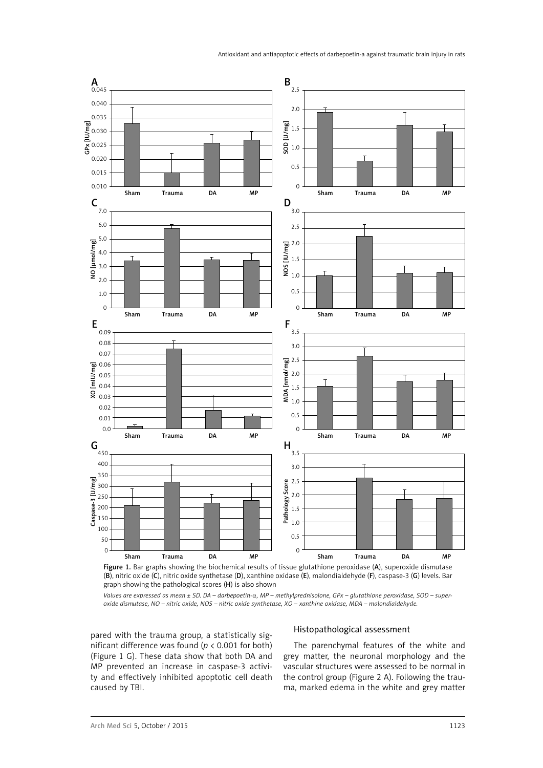Figure 1. Bar graphs showing the biochemical results of tissue glutathione peroxidase (**A**), superoxide dismutase (**B**), nitric oxide (**C**), nitric oxide synthetase (**D**), xanthine oxidase (**E**), malondialdehyde (**F**), caspase-3 (**G**) levels. Bar graph showing the pathological scores (**H**) is also shown

*Values are expressed as mean ± SD. DA – darbepoetin-α, MP – methylprednisolone, GPx – glutathione peroxidase, SOD – superoxide dismutase, NO – nitric oxide, NOS – nitric oxide synthetase, XO – xanthine oxidase, MDA – malondialdehyde.*

pared with the trauma group, a statistically significant difference was found ($p < 0.001$ for both) (Figure 1 G). These data show that both DA and MP prevented an increase in caspase-3 activity and effectively inhibited apoptotic cell death caused by TBI.

### Histopathological assessment

The parenchymal features of the white and grey matter, the neuronal morphology and the vascular structures were assessed to be normal in the control group (Figure 2 A). Following the trauma, marked edema in the white and grey matter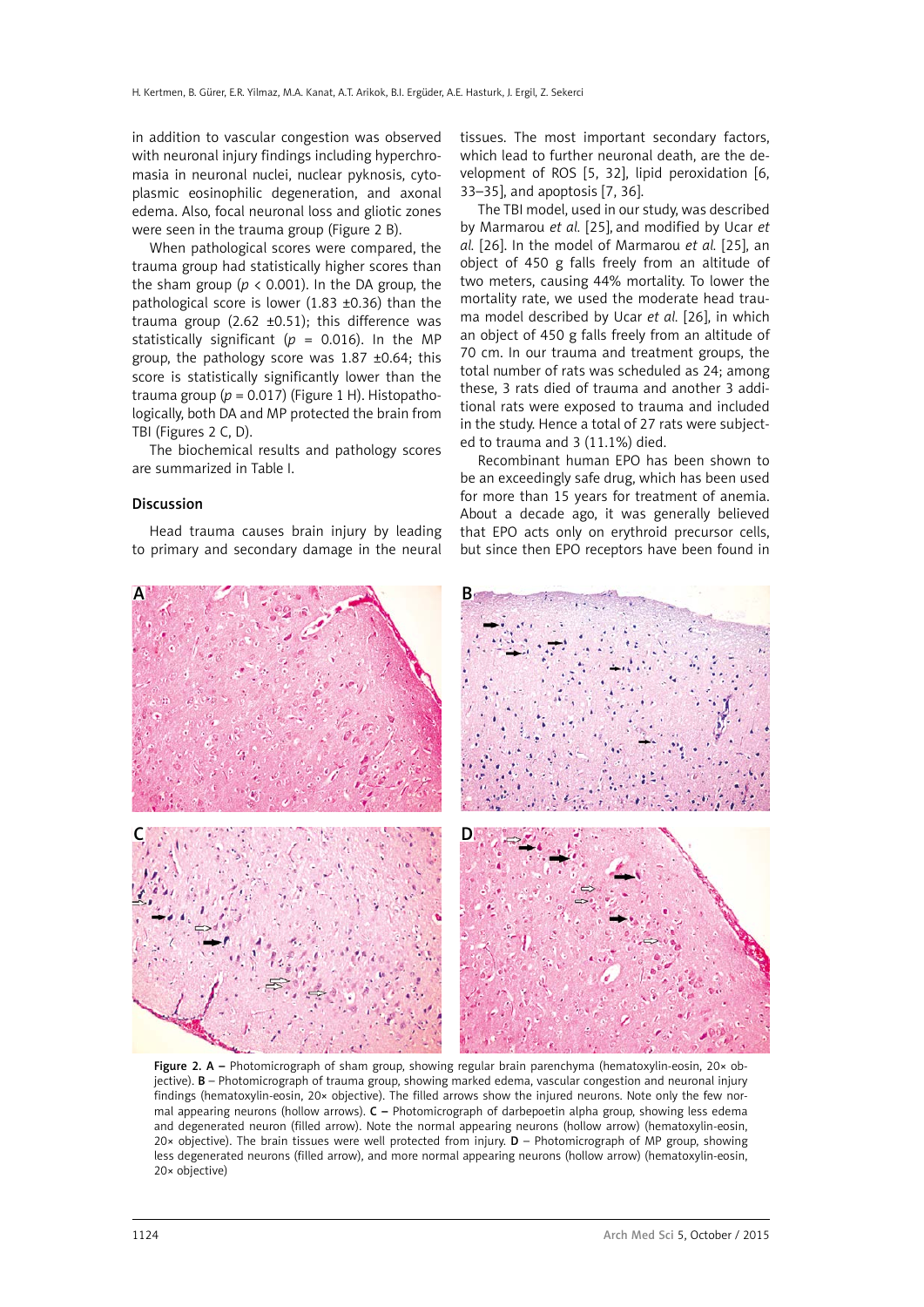in addition to vascular congestion was observed with neuronal injury findings including hyperchromasia in neuronal nuclei, nuclear pyknosis, cytoplasmic eosinophilic degeneration, and axonal edema. Also, focal neuronal loss and gliotic zones were seen in the trauma group (Figure 2 B).

When pathological scores were compared, the trauma group had statistically higher scores than the sham group ($p < 0.001$). In the DA group, the pathological score is lower (1.83 ±0.36) than the trauma group (2.62 ±0.51); this difference was statistically significant ($p = 0.016$). In the MP group, the pathology score was 1.87 ±0.64; this score is statistically significantly lower than the trauma group ($p = 0.017$) (Figure 1 H). Histopathologically, both DA and MP protected the brain from TBI (Figures 2 C, D).

The biochemical results and pathology scores are summarized in Table I.

## Discussion

Head trauma causes brain injury by leading to primary and secondary damage in the neural tissues. The most important secondary factors, which lead to further neuronal death, are the development of ROS [5, 32], lipid peroxidation [6, 33–35], and apoptosis [7, 36].

The TBI model, used in our study, was described by Marmarou *et al.* [25], and modified by Ucar *et al.* [26]. In the model of Marmarou *et al.* [25], an object of 450 g falls freely from an altitude of two meters, causing 44% mortality. To lower the mortality rate, we used the moderate head trauma model described by Ucar *et al.* [26], in which an object of 450 g falls freely from an altitude of 70 cm. In our trauma and treatment groups, the total number of rats was scheduled as 24; among these, 3 rats died of trauma and another 3 additional rats were exposed to trauma and included in the study. Hence a total of 27 rats were subjected to trauma and 3 (11.1%) died.

Recombinant human EPO has been shown to be an exceedingly safe drug, which has been used for more than 15 years for treatment of anemia. About a decade ago, it was generally believed that EPO acts only on erythroid precursor cells, but since then EPO receptors have been found in

**Figure 2.** **A** – Photomicrograph of sham group, showing regular brain parenchyma (hematoxylin-eosin, 20× objective). **B** – Photomicrograph of trauma group, showing marked edema, vascular congestion and neuronal injury findings (hematoxylin-eosin, 20× objective). The filled arrows show the injured neurons. Note only the few normal appearing neurons (hollow arrows). **C** – Photomicrograph of darbepoetin alpha group, showing less edema and degenerated neuron (filled arrow). Note the normal appearing neurons (hollow arrow) (hematoxylin-eosin, 20× objective). The brain tissues were well protected from injury. **D** – Photomicrograph of MP group, showing less degenerated neurons (filled arrow), and more normal appearing neurons (hollow arrow) (hematoxylin-eosin, 20× objective)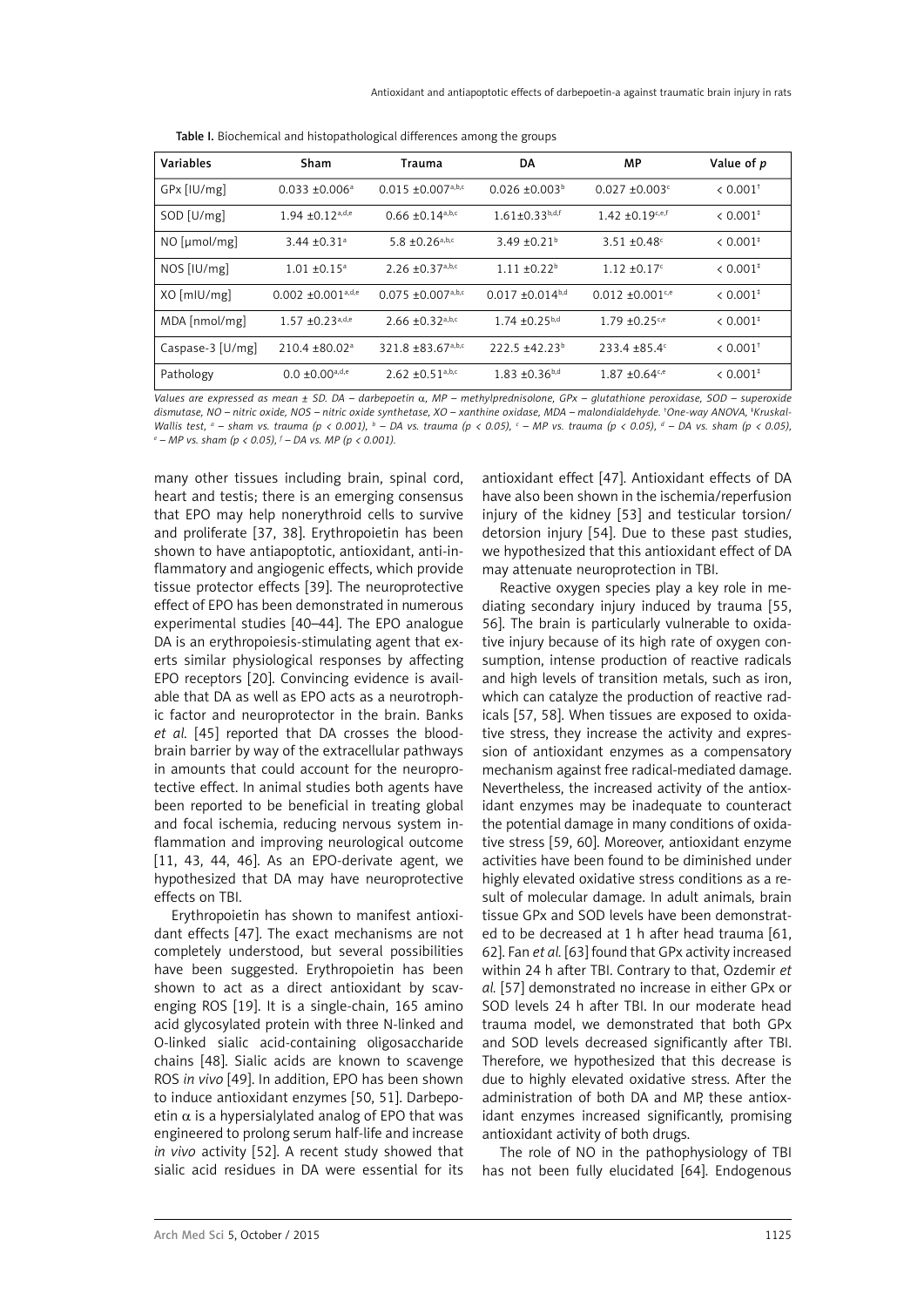Table I. Biochemical and histopathological differences among the groups

| Variables | Sham | Trauma | DA | MP | Value of *p* |
|---|---|---|---|---|---|
| GPx [IU/mg] | 0.033 ±0.006[a] | 0.015 ±0.007[a,b,c] | 0.026 ±0.003[b] | 0.027 ±0.003[c] | < 0.001[†] |
| SOD [U/mg] | 1.94 ±0.12[a,d,e] | 0.66 ±0.14[a,b,c] | 1.61±0.33[b,d,f] | 1.42 ±0.19[c,e,f] | < 0.001[‡] |
| NO [µmol/mg] | 3.44 ±0.31[a] | 5.8 ±0.26[a,b,c] | 3.49 ±0.21[b] | 3.51 ±0.48[c] | < 0.001[‡] |
| NOS [IU/mg] | 1.01 ±0.15[a] | 2.26 ±0.37[a,b,c] | 1.11 ±0.22[b] | 1.12 ±0.17[c] | < 0.001[‡] |
| XO [mIU/mg] | 0.002 ±0.001[a,d,e] | 0.075 ±0.007[a,b,c] | 0.017 ±0.014[b,d] | 0.012 ±0.001[c,e] | < 0.001[‡] |
| MDA [nmol/mg] | 1.57 ±0.23[a,d,e] | 2.66 ±0.32[a,b,c] | 1.74 ±0.25[b,d] | 1.79 ±0.25[c,e] | < 0.001[‡] |
| Caspase-3 [U/mg] | 210.4 ±80.02[a] | 321.8 ±83.67[a,b,c] | 222.5 ±42.23[b] | 233.4 ±85.4[c] | < 0.001[†] |
| Pathology | 0.0 ±0.00[a,d,e] | 2.62 ±0.51[a,b,c] | 1.83 ±0.36[b,d] | 1.87 ±0.64[c,e] | < 0.001[‡] |

*Values are expressed as mean ± SD. DA – darbepoetin α, MP – methylprednisolone, GPx – glutathione peroxidase, SOD – superoxide dismutase, NO – nitric oxide, NOS – nitric oxide synthetase, XO – xanthine oxidase, MDA – malondialdehyde. [†]One-way ANOVA, [‡]Kruskal-Wallis test, [a] – sham vs. trauma ($p < 0.001$), [b] – DA vs. trauma ($p < 0.05$), [c] – MP vs. trauma ($p < 0.05$), [d] – DA vs. sham ($p < 0.05$), [e] – MP vs. sham ($p < 0.05$), [f] – DA vs. MP ($p < 0.001$).*

many other tissues including brain, spinal cord, heart and testis; there is an emerging consensus that EPO may help nonerythroid cells to survive and proliferate [37, 38]. Erythropoietin has been shown to have antiapoptotic, antioxidant, anti-inflammatory and angiogenic effects, which provide tissue protector effects [39]. The neuroprotective effect of EPO has been demonstrated in numerous experimental studies [40–44]. The EPO analogue DA is an erythropoiesis-stimulating agent that exerts similar physiological responses by affecting EPO receptors [20]. Convincing evidence is available that DA as well as EPO acts as a neurotrophic factor and neuroprotector in the brain. Banks *et al.* [45] reported that DA crosses the blood-brain barrier by way of the extracellular pathways in amounts that could account for the neuroprotective effect. In animal studies both agents have been reported to be beneficial in treating global and focal ischemia, reducing nervous system inflammation and improving neurological outcome [11, 43, 44, 46]. As an EPO-derivate agent, we hypothesized that DA may have neuroprotective effects on TBI.

Erythropoietin has shown to manifest antioxidant effects [47]. The exact mechanisms are not completely understood, but several possibilities have been suggested. Erythropoietin has been shown to act as a direct antioxidant by scavenging ROS [19]. It is a single-chain, 165 amino acid glycosylated protein with three N-linked and O-linked sialic acid-containing oligosaccharide chains [48]. Sialic acids are known to scavenge ROS *in vivo* [49]. In addition, EPO has been shown to induce antioxidant enzymes [50, 51]. Darbepoetin α is a hypersialylated analog of EPO that was engineered to prolong serum half-life and increase *in vivo* activity [52]. A recent study showed that sialic acid residues in DA were essential for its antioxidant effect [47]. Antioxidant effects of DA have also been shown in the ischemia/reperfusion injury of the kidney [53] and testicular torsion/detorsion injury [54]. Due to these past studies, we hypothesized that this antioxidant effect of DA may attenuate neuroprotection in TBI.

Reactive oxygen species play a key role in mediating secondary injury induced by trauma [55, 56]. The brain is particularly vulnerable to oxidative injury because of its high rate of oxygen consumption, intense production of reactive radicals and high levels of transition metals, such as iron, which can catalyze the production of reactive radicals [57, 58]. When tissues are exposed to oxidative stress, they increase the activity and expression of antioxidant enzymes as a compensatory mechanism against free radical-mediated damage. Nevertheless, the increased activity of the antioxidant enzymes may be inadequate to counteract the potential damage in many conditions of oxidative stress [59, 60]. Moreover, antioxidant enzyme activities have been found to be diminished under highly elevated oxidative stress conditions as a result of molecular damage. In adult animals, brain tissue GPx and SOD levels have been demonstrated to be decreased at 1 h after head trauma [61, 62]. Fan *et al.* [63] found that GPx activity increased within 24 h after TBI. Contrary to that, Ozdemir *et al.* [57] demonstrated no increase in either GPx or SOD levels 24 h after TBI. In our moderate head trauma model, we demonstrated that both GPx and SOD levels decreased significantly after TBI. Therefore, we hypothesized that this decrease is due to highly elevated oxidative stress. After the administration of both DA and MP, these antioxidant enzymes increased significantly, promising antioxidant activity of both drugs.

The role of NO in the pathophysiology of TBI has not been fully elucidated [64]. Endogenous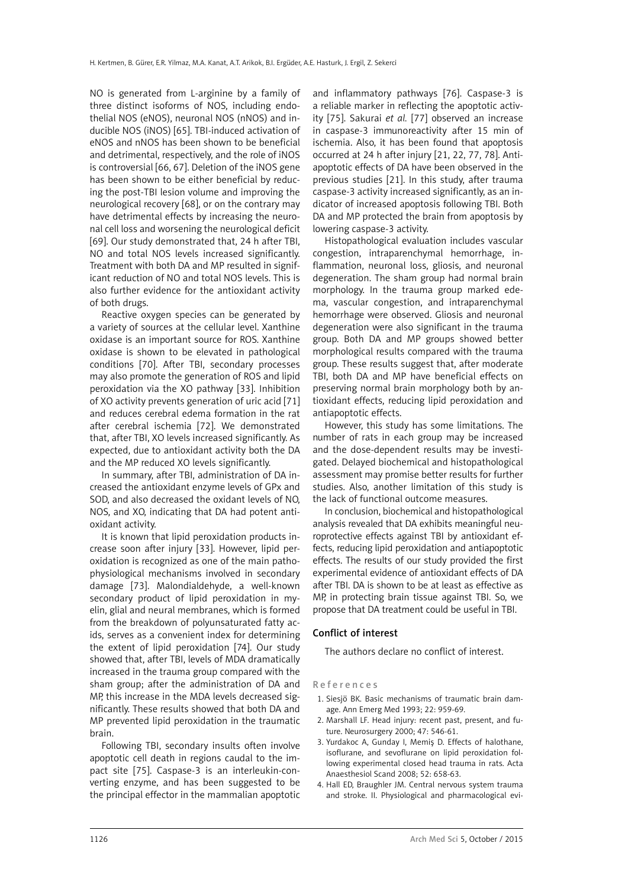NO is generated from L-arginine by a family of three distinct isoforms of NOS, including endothelial NOS (eNOS), neuronal NOS (nNOS) and inducible NOS (iNOS) [65]. TBI-induced activation of eNOS and nNOS has been shown to be beneficial and detrimental, respectively, and the role of iNOS is controversial [66, 67]. Deletion of the iNOS gene has been shown to be either beneficial by reducing the post-TBI lesion volume and improving the neurological recovery [68], or on the contrary may have detrimental effects by increasing the neuronal cell loss and worsening the neurological deficit [69]. Our study demonstrated that, 24 h after TBI, NO and total NOS levels increased significantly. Treatment with both DA and MP resulted in significant reduction of NO and total NOS levels. This is also further evidence for the antioxidant activity of both drugs.

Reactive oxygen species can be generated by a variety of sources at the cellular level. Xanthine oxidase is an important source for ROS. Xanthine oxidase is shown to be elevated in pathological conditions [70]. After TBI, secondary processes may also promote the generation of ROS and lipid peroxidation via the XO pathway [33]. Inhibition of XO activity prevents generation of uric acid [71] and reduces cerebral edema formation in the rat after cerebral ischemia [72]. We demonstrated that, after TBI, XO levels increased significantly. As expected, due to antioxidant activity both the DA and the MP reduced XO levels significantly.

In summary, after TBI, administration of DA increased the antioxidant enzyme levels of GPx and SOD, and also decreased the oxidant levels of NO, NOS, and XO, indicating that DA had potent antioxidant activity.

It is known that lipid peroxidation products increase soon after injury [33]. However, lipid peroxidation is recognized as one of the main pathophysiological mechanisms involved in secondary damage [73]. Malondialdehyde, a well-known secondary product of lipid peroxidation in myelin, glial and neural membranes, which is formed from the breakdown of polyunsaturated fatty acids, serves as a convenient index for determining the extent of lipid peroxidation [74]. Our study showed that, after TBI, levels of MDA dramatically increased in the trauma group compared with the sham group; after the administration of DA and MP, this increase in the MDA levels decreased significantly. These results showed that both DA and MP prevented lipid peroxidation in the traumatic brain.

Following TBI, secondary insults often involve apoptotic cell death in regions caudal to the impact site [75]. Caspase-3 is an interleukin-converting enzyme, and has been suggested to be the principal effector in the mammalian apoptotic and inflammatory pathways [76]. Caspase-3 is a reliable marker in reflecting the apoptotic activity [75]. Sakurai *et al.* [77] observed an increase in caspase-3 immunoreactivity after 15 min of ischemia. Also, it has been found that apoptosis occurred at 24 h after injury [21, 22, 77, 78]. Anti-apoptotic effects of DA have been observed in the previous studies [21]. In this study, after trauma caspase-3 activity increased significantly, as an indicator of increased apoptosis following TBI. Both DA and MP protected the brain from apoptosis by lowering caspase-3 activity.

Histopathological evaluation includes vascular congestion, intraparenchymal hemorrhage, inflammation, neuronal loss, gliosis, and neuronal degeneration. The sham group had normal brain morphology. In the trauma group marked edema, vascular congestion, and intraparenchymal hemorrhage were observed. Gliosis and neuronal degeneration were also significant in the trauma group. Both DA and MP groups showed better morphological results compared with the trauma group. These results suggest that, after moderate TBI, both DA and MP have beneficial effects on preserving normal brain morphology both by antioxidant effects, reducing lipid peroxidation and antiapoptotic effects.

However, this study has some limitations. The number of rats in each group may be increased and the dose-dependent results may be investigated. Delayed biochemical and histopathological assessment may promise better results for further studies. Also, another limitation of this study is the lack of functional outcome measures.

In conclusion, biochemical and histopathological analysis revealed that DA exhibits meaningful neuroprotective effects against TBI by antioxidant effects, reducing lipid peroxidation and antiapoptotic effects. The results of our study provided the first experimental evidence of antioxidant effects of DA after TBI. DA is shown to be at least as effective as MP, in protecting brain tissue against TBI. So, we propose that DA treatment could be useful in TBI.

## Conflict of interest

The authors declare no conflict of interest.

## References

1. Siesjö BK. Basic mechanisms of traumatic brain damage. Ann Emerg Med 1993; 22: 959-69.
2. Marshall LF. Head injury: recent past, present, and future. Neurosurgery 2000; 47: 546-61.
3. Yurdakoc A, Gunday I, Memiş D. Effects of halothane, isoflurane, and sevoflurane on lipid peroxidation following experimental closed head trauma in rats. Acta Anaesthesiol Scand 2008; 52: 658-63.
4. Hall ED, Braughler JM. Central nervous system trauma and stroke. II. Physiological and pharmacological evi-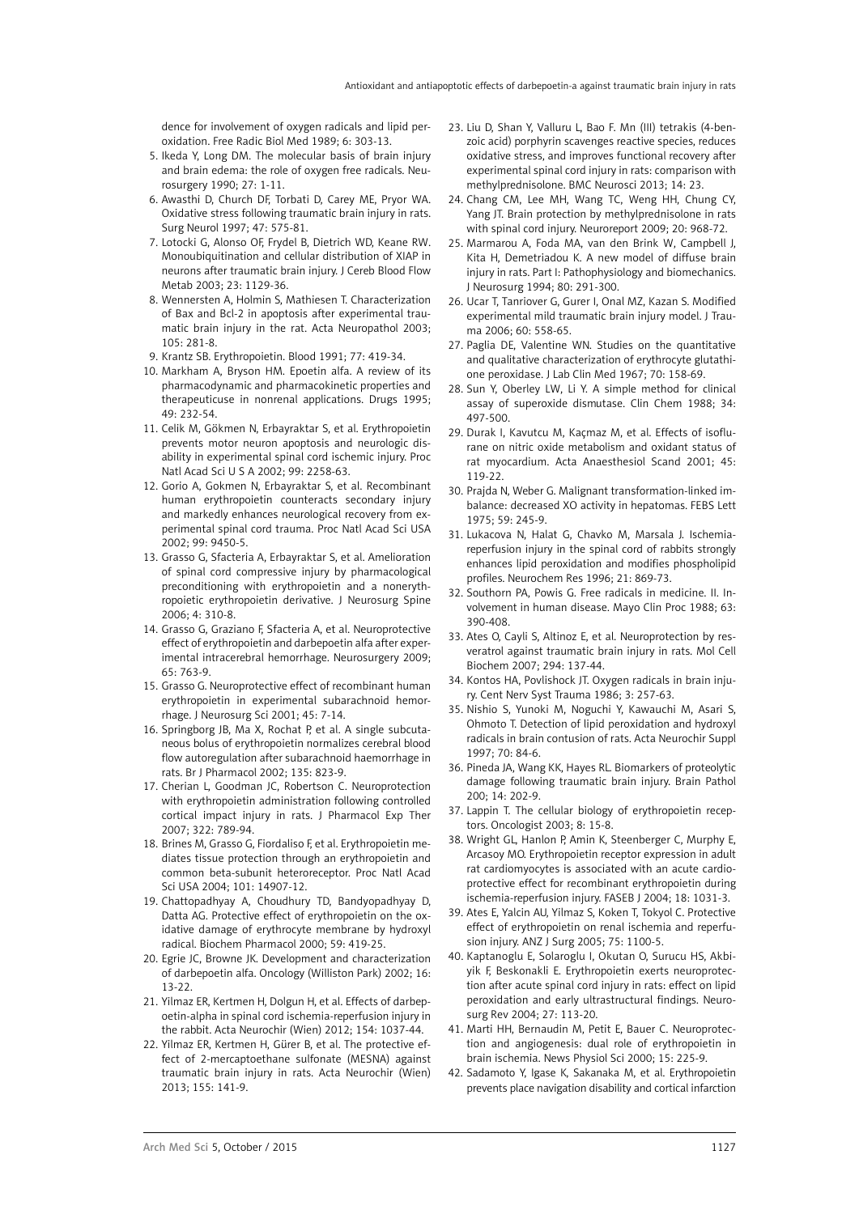dence for involvement of oxygen radicals and lipid peroxidation. Free Radic Biol Med 1989; 6: 303-13.

5. Ikeda Y, Long DM. The molecular basis of brain injury and brain edema: the role of oxygen free radicals. Neurosurgery 1990; 27: 1-11.
6. Awasthi D, Church DF, Torbati D, Carey ME, Pryor WA. Oxidative stress following traumatic brain injury in rats. Surg Neurol 1997; 47: 575-81.
7. Lotocki G, Alonso OF, Frydel B, Dietrich WD, Keane RW. Monoubiquitination and cellular distribution of XIAP in neurons after traumatic brain injury. J Cereb Blood Flow Metab 2003; 23: 1129-36.
8. Wennersten A, Holmin S, Mathiesen T. Characterization of Bax and Bcl-2 in apoptosis after experimental traumatic brain injury in the rat. Acta Neuropathol 2003; 105: 281-8.
9. Krantz SB. Erythropoietin. Blood 1991; 77: 419-34.
10. Markham A, Bryson HM. Epoetin alfa. A review of its pharmacodynamic and pharmacokinetic properties and therapeuticuse in nonrenal applications. Drugs 1995; 49: 232-54.
11. Celik M, Gökmen N, Erbayraktar S, et al. Erythropoietin prevents motor neuron apoptosis and neurologic disability in experimental spinal cord ischemic injury. Proc Natl Acad Sci U S A 2002; 99: 2258-63.
12. Gorio A, Gokmen N, Erbayraktar S, et al. Recombinant human erythropoietin counteracts secondary injury and markedly enhances neurological recovery from experimental spinal cord trauma. Proc Natl Acad Sci USA 2002; 99: 9450-5.
13. Grasso G, Sfacteria A, Erbayraktar S, et al. Amelioration of spinal cord compressive injury by pharmacological preconditioning with erythropoietin and a nonerythropoietic erythropoietin derivative. J Neurosurg Spine 2006; 4: 310-8.
14. Grasso G, Graziano F, Sfacteria A, et al. Neuroprotective effect of erythropoietin and darbepoetin alfa after experimental intracerebral hemorrhage. Neurosurgery 2009; 65: 763-9.
15. Grasso G. Neuroprotective effect of recombinant human erythropoietin in experimental subarachnoid hemorrhage. J Neurosurg Sci 2001; 45: 7-14.
16. Springborg JB, Ma X, Rochat P, et al. A single subcutaneous bolus of erythropoietin normalizes cerebral blood flow autoregulation after subarachnoid haemorrhage in rats. Br J Pharmacol 2002; 135: 823-9.
17. Cherian L, Goodman JC, Robertson C. Neuroprotection with erythropoietin administration following controlled cortical impact injury in rats. J Pharmacol Exp Ther 2007; 322: 789-94.
18. Brines M, Grasso G, Fiordaliso F, et al. Erythropoietin mediates tissue protection through an erythropoietin and common beta-subunit heteroreceptor. Proc Natl Acad Sci USA 2004; 101: 14907-12.
19. Chattopadhyay A, Choudhury TD, Bandyopadhyay D, Datta AG. Protective effect of erythropoietin on the oxidative damage of erythrocyte membrane by hydroxyl radical. Biochem Pharmacol 2000; 59: 419-25.
20. Egrie JC, Browne JK. Development and characterization of darbepoetin alfa. Oncology (Williston Park) 2002; 16: 13-22.
21. Yilmaz ER, Kertmen H, Dolgun H, et al. Effects of darbepoetin-alpha in spinal cord ischemia-reperfusion injury in the rabbit. Acta Neurochir (Wien) 2012; 154: 1037-44.
22. Yilmaz ER, Kertmen H, Gürer B, et al. The protective effect of 2-mercaptoethane sulfonate (MESNA) against traumatic brain injury in rats. Acta Neurochir (Wien) 2013; 155: 141-9.
23. Liu D, Shan Y, Valluru L, Bao F. Mn (III) tetrakis (4-benzoic acid) porphyrin scavenges reactive species, reduces oxidative stress, and improves functional recovery after experimental spinal cord injury in rats: comparison with methylprednisolone. BMC Neurosci 2013; 14: 23.
24. Chang CM, Lee MH, Wang TC, Weng HH, Chung CY, Yang JT. Brain protection by methylprednisolone in rats with spinal cord injury. Neuroreport 2009; 20: 968-72.
25. Marmarou A, Foda MA, van den Brink W, Campbell J, Kita H, Demetriadou K. A new model of diffuse brain injury in rats. Part I: Pathophysiology and biomechanics. J Neurosurg 1994; 80: 291-300.
26. Ucar T, Tanriover G, Gurer I, Onal MZ, Kazan S. Modified experimental mild traumatic brain injury model. J Trauma 2006; 60: 558-65.
27. Paglia DE, Valentine WN. Studies on the quantitative and qualitative characterization of erythrocyte glutathione peroxidase. J Lab Clin Med 1967; 70: 158-69.
28. Sun Y, Oberley LW, Li Y. A simple method for clinical assay of superoxide dismutase. Clin Chem 1988; 34: 497-500.
29. Durak I, Kavutcu M, Kaçmaz M, et al. Effects of isoflurane on nitric oxide metabolism and oxidant status of rat myocardium. Acta Anaesthesiol Scand 2001; 45: 119-22.
30. Prajda N, Weber G. Malignant transformation-linked imbalance: decreased XO activity in hepatomas. FEBS Lett 1975; 59: 245-9.
31. Lukacova N, Halat G, Chavko M, Marsala J. Ischemia-reperfusion injury in the spinal cord of rabbits strongly enhances lipid peroxidation and modifies phospholipid profiles. Neurochem Res 1996; 21: 869-73.
32. Southorn PA, Powis G. Free radicals in medicine. II. Involvement in human disease. Mayo Clin Proc 1988; 63: 390-408.
33. Ates O, Cayli S, Altinoz E, et al. Neuroprotection by resveratrol against traumatic brain injury in rats. Mol Cell Biochem 2007; 294: 137-44.
34. Kontos HA, Povlishock JT. Oxygen radicals in brain injury. Cent Nerv Syst Trauma 1986; 3: 257-63.
35. Nishio S, Yunoki M, Noguchi Y, Kawauchi M, Asari S, Ohmoto T. Detection of lipid peroxidation and hydroxyl radicals in brain contusion of rats. Acta Neurochir Suppl 1997; 70: 84-6.
36. Pineda JA, Wang KK, Hayes RL. Biomarkers of proteolytic damage following traumatic brain injury. Brain Pathol 200; 14: 202-9.
37. Lappin T. The cellular biology of erythropoietin receptors. Oncologist 2003; 8: 15-8.
38. Wright GL, Hanlon P, Amin K, Steenberger C, Murphy E, Arcasoy MO. Erythropoietin receptor expression in adult rat cardiomyocytes is associated with an acute cardioprotective effect for recombinant erythropoietin during ischemia-reperfusion injury. FASEB J 2004; 18: 1031-3.
39. Ates E, Yalcin AU, Yilmaz S, Koken T, Tokyol C. Protective effect of erythropoietin on renal ischemia and reperfusion injury. ANZ J Surg 2005; 75: 1100-5.
40. Kaptanoglu E, Solaroglu I, Okutan O, Surucu HS, Akbiyik F, Beskonakli E. Erythropoietin exerts neuroprotection after acute spinal cord injury in rats: effect on lipid peroxidation and early ultrastructural findings. Neurosurg Rev 2004; 27: 113-20.
41. Marti HH, Bernaudin M, Petit E, Bauer C. Neuroprotection and angiogenesis: dual role of erythropoietin in brain ischemia. News Physiol Sci 2000; 15: 225-9.
42. Sadamoto Y, Igase K, Sakanaka M, et al. Erythropoietin prevents place navigation disability and cortical infarction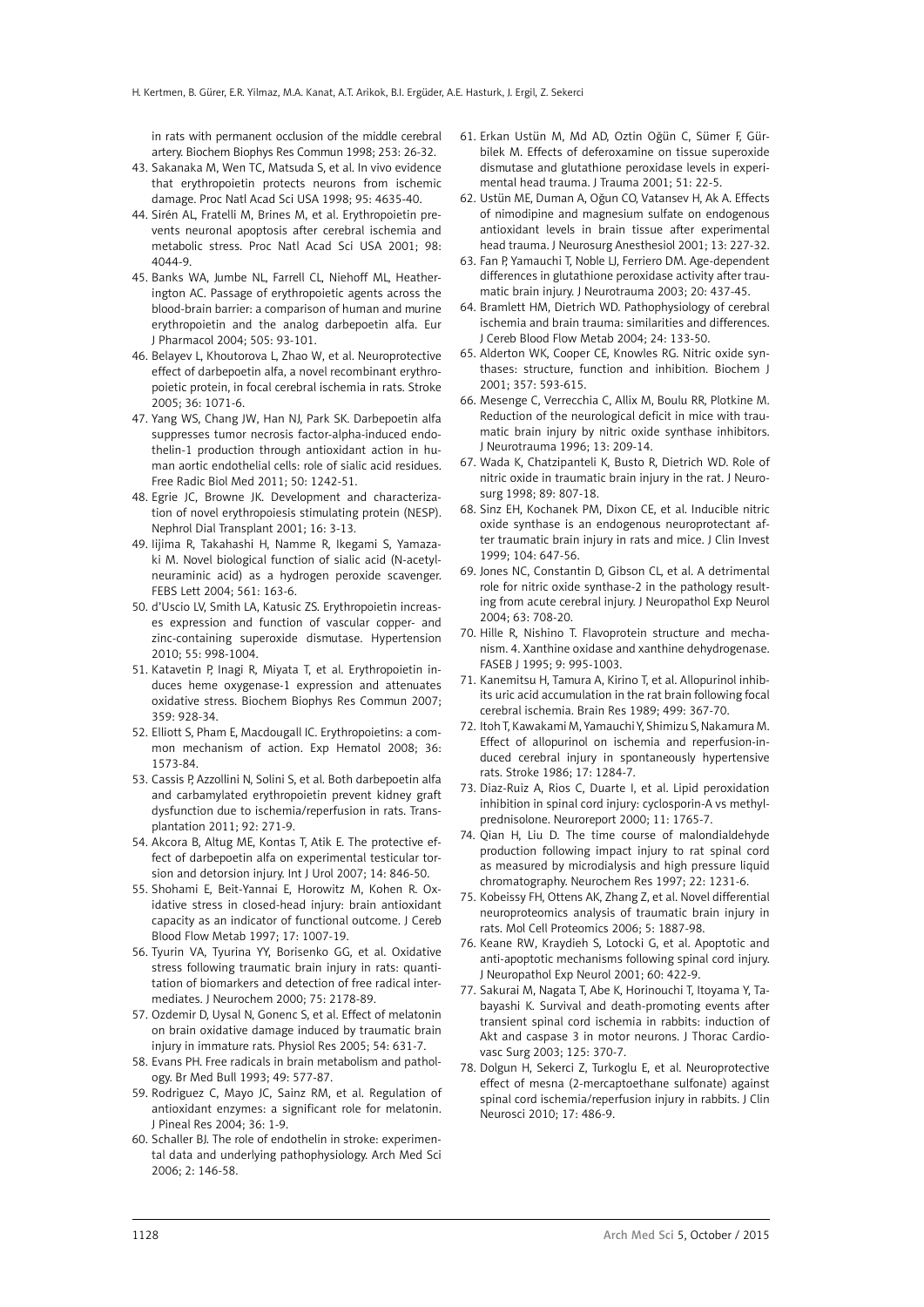in rats with permanent occlusion of the middle cerebral artery. Biochem Biophys Res Commun 1998; 253: 26-32.

43. Sakanaka M, Wen TC, Matsuda S, et al. In vivo evidence that erythropoietin protects neurons from ischemic damage. Proc Natl Acad Sci USA 1998; 95: 4635-40.
44. Sirén AL, Fratelli M, Brines M, et al. Erythropoietin prevents neuronal apoptosis after cerebral ischemia and metabolic stress. Proc Natl Acad Sci USA 2001; 98: 4044-9.
45. Banks WA, Jumbe NL, Farrell CL, Niehoff ML, Heatherington AC. Passage of erythropoietic agents across the blood-brain barrier: a comparison of human and murine erythropoietin and the analog darbepoetin alfa. Eur J Pharmacol 2004; 505: 93-101.
46. Belayev L, Khoutorova L, Zhao W, et al. Neuroprotective effect of darbepoetin alfa, a novel recombinant erythropoietic protein, in focal cerebral ischemia in rats. Stroke 2005; 36: 1071-6.
47. Yang WS, Chang JW, Han NJ, Park SK. Darbepoetin alfa suppresses tumor necrosis factor-alpha-induced endothelin-1 production through antioxidant action in human aortic endothelial cells: role of sialic acid residues. Free Radic Biol Med 2011; 50: 1242-51.
48. Egrie JC, Browne JK. Development and characterization of novel erythropoiesis stimulating protein (NESP). Nephrol Dial Transplant 2001; 16: 3-13.
49. Iijima R, Takahashi H, Namme R, Ikegami S, Yamazaki M. Novel biological function of sialic acid (N-acetylneuraminic acid) as a hydrogen peroxide scavenger. FEBS Lett 2004; 561: 163-6.
50. d'Uscio LV, Smith LA, Katusic ZS. Erythropoietin increases expression and function of vascular copper- and zinc-containing superoxide dismutase. Hypertension 2010; 55: 998-1004.
51. Katavetin P, Inagi R, Miyata T, et al. Erythropoietin induces heme oxygenase-1 expression and attenuates oxidative stress. Biochem Biophys Res Commun 2007; 359: 928-34.
52. Elliott S, Pham E, Macdougall IC. Erythropoietins: a common mechanism of action. Exp Hematol 2008; 36: 1573-84.
53. Cassis P, Azzollini N, Solini S, et al. Both darbepoetin alfa and carbamylated erythropoietin prevent kidney graft dysfunction due to ischemia/reperfusion in rats. Transplantation 2011; 92: 271-9.
54. Akcora B, Altug ME, Kontas T, Atik E. The protective effect of darbepoetin alfa on experimental testicular torsion and detorsion injury. Int J Urol 2007; 14: 846-50.
55. Shohami E, Beit-Yannai E, Horowitz M, Kohen R. Oxidative stress in closed-head injury: brain antioxidant capacity as an indicator of functional outcome. J Cereb Blood Flow Metab 1997; 17: 1007-19.
56. Tyurin VA, Tyurina YY, Borisenko GG, et al. Oxidative stress following traumatic brain injury in rats: quantitation of biomarkers and detection of free radical intermediates. J Neurochem 2000; 75: 2178-89.
57. Ozdemir D, Uysal N, Gonenc S, et al. Effect of melatonin on brain oxidative damage induced by traumatic brain injury in immature rats. Physiol Res 2005; 54: 631-7.
58. Evans PH. Free radicals in brain metabolism and pathology. Br Med Bull 1993; 49: 577-87.
59. Rodriguez C, Mayo JC, Sainz RM, et al. Regulation of antioxidant enzymes: a significant role for melatonin. J Pineal Res 2004; 36: 1-9.
60. Schaller BJ. The role of endothelin in stroke: experimental data and underlying pathophysiology. Arch Med Sci 2006; 2: 146-58.
61. Erkan Ustün M, Md AD, Oztin Oğün C, Sümer F, Gürbilek M. Effects of deferoxamine on tissue superoxide dismutase and glutathione peroxidase levels in experimental head trauma. J Trauma 2001; 51: 22-5.
62. Ustün ME, Duman A, Oğun CO, Vatansev H, Ak A. Effects of nimodipine and magnesium sulfate on endogenous antioxidant levels in brain tissue after experimental head trauma. J Neurosurg Anesthesiol 2001; 13: 227-32.
63. Fan P, Yamauchi T, Noble LJ, Ferriero DM. Age-dependent differences in glutathione peroxidase activity after traumatic brain injury. J Neurotrauma 2003; 20: 437-45.
64. Bramlett HM, Dietrich WD. Pathophysiology of cerebral ischemia and brain trauma: similarities and differences. J Cereb Blood Flow Metab 2004; 24: 133-50.
65. Alderton WK, Cooper CE, Knowles RG. Nitric oxide synthases: structure, function and inhibition. Biochem J 2001; 357: 593-615.
66. Mesenge C, Verrecchia C, Allix M, Boulu RR, Plotkine M. Reduction of the neurological deficit in mice with traumatic brain injury by nitric oxide synthase inhibitors. J Neurotrauma 1996; 13: 209-14.
67. Wada K, Chatzipanteli K, Busto R, Dietrich WD. Role of nitric oxide in traumatic brain injury in the rat. J Neurosurg 1998; 89: 807-18.
68. Sinz EH, Kochanek PM, Dixon CE, et al. Inducible nitric oxide synthase is an endogenous neuroprotectant after traumatic brain injury in rats and mice. J Clin Invest 1999; 104: 647-56.
69. Jones NC, Constantin D, Gibson CL, et al. A detrimental role for nitric oxide synthase-2 in the pathology resulting from acute cerebral injury. J Neuropathol Exp Neurol 2004; 63: 708-20.
70. Hille R, Nishino T. Flavoprotein structure and mechanism. 4. Xanthine oxidase and xanthine dehydrogenase. FASEB J 1995; 9: 995-1003.
71. Kanemitsu H, Tamura A, Kirino T, et al. Allopurinol inhibits uric acid accumulation in the rat brain following focal cerebral ischemia. Brain Res 1989; 499: 367-70.
72. Itoh T, Kawakami M, Yamauchi Y, Shimizu S, Nakamura M. Effect of allopurinol on ischemia and reperfusion-induced cerebral injury in spontaneously hypertensive rats. Stroke 1986; 17: 1284-7.
73. Diaz-Ruiz A, Rios C, Duarte I, et al. Lipid peroxidation inhibition in spinal cord injury: cyclosporin-A vs methylprednisolone. Neuroreport 2000; 11: 1765-7.
74. Qian H, Liu D. The time course of malondialdehyde production following impact injury to rat spinal cord as measured by microdialysis and high pressure liquid chromatography. Neurochem Res 1997; 22: 1231-6.
75. Kobeissy FH, Ottens AK, Zhang Z, et al. Novel differential neuroproteomics analysis of traumatic brain injury in rats. Mol Cell Proteomics 2006; 5: 1887-98.
76. Keane RW, Kraydieh S, Lotocki G, et al. Apoptotic and anti-apoptotic mechanisms following spinal cord injury. J Neuropathol Exp Neurol 2001; 60: 422-9.
77. Sakurai M, Nagata T, Abe K, Horinouchi T, Itoyama Y, Tabayashi K. Survival and death-promoting events after transient spinal cord ischemia in rabbits: induction of Akt and caspase 3 in motor neurons. J Thorac Cardiovasc Surg 2003; 125: 370-7.
78. Dolgun H, Sekerci Z, Turkoglu E, et al. Neuroprotective effect of mesna (2-mercaptoethane sulfonate) against spinal cord ischemia/reperfusion injury in rabbits. J Clin Neurosci 2010; 17: 486-9.